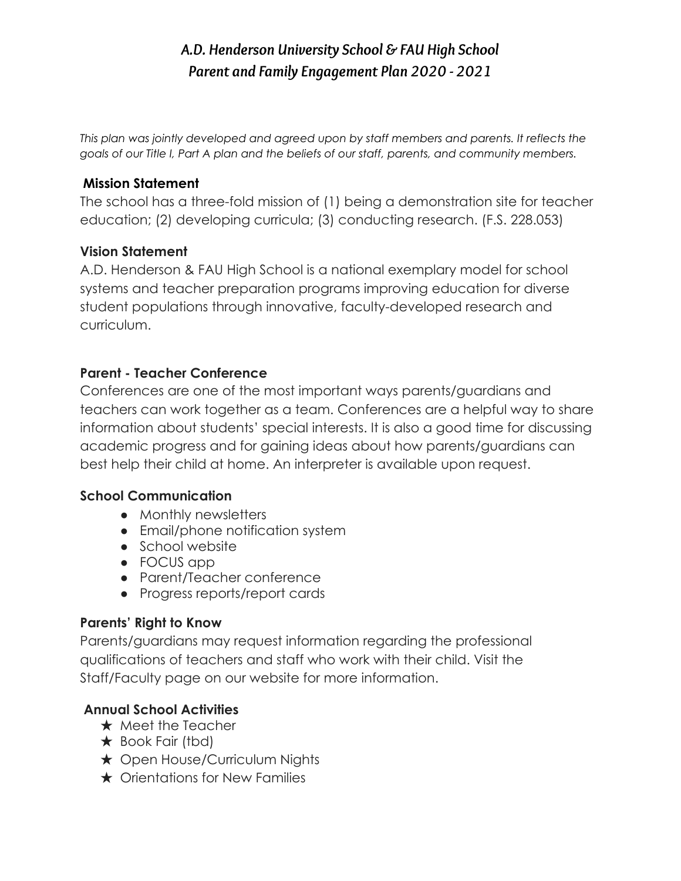# *A.D. Henderson University School & FAU High School*
# *Parent and Family Engagement Plan 2020 - 2021*

*This plan was jointly developed and agreed upon by staff members and parents. It reflects the goals of our Title I, Part A plan and the beliefs of our staff, parents, and community members.*

### Mission Statement

The school has a three-fold mission of (1) being a demonstration site for teacher education; (2) developing curricula; (3) conducting research. (F.S. 228.053)

### Vision Statement

A.D. Henderson & FAU High School is a national exemplary model for school systems and teacher preparation programs improving education for diverse student populations through innovative, faculty-developed research and curriculum.

### Parent - Teacher Conference

Conferences are one of the most important ways parents/guardians and teachers can work together as a team. Conferences are a helpful way to share information about students' special interests. It is also a good time for discussing academic progress and for gaining ideas about how parents/guardians can best help their child at home. An interpreter is available upon request.

### School Communication

- Monthly newsletters
- Email/phone notification system
- School website
- FOCUS app
- Parent/Teacher conference
- Progress reports/report cards

### Parents' Right to Know

Parents/guardians may request information regarding the professional qualifications of teachers and staff who work with their child. Visit the Staff/Faculty page on our website for more information.

### Annual School Activities

- ★ Meet the Teacher
- ★ Book Fair (tbd)
- ★ Open House/Curriculum Nights
- ★ Orientations for New Families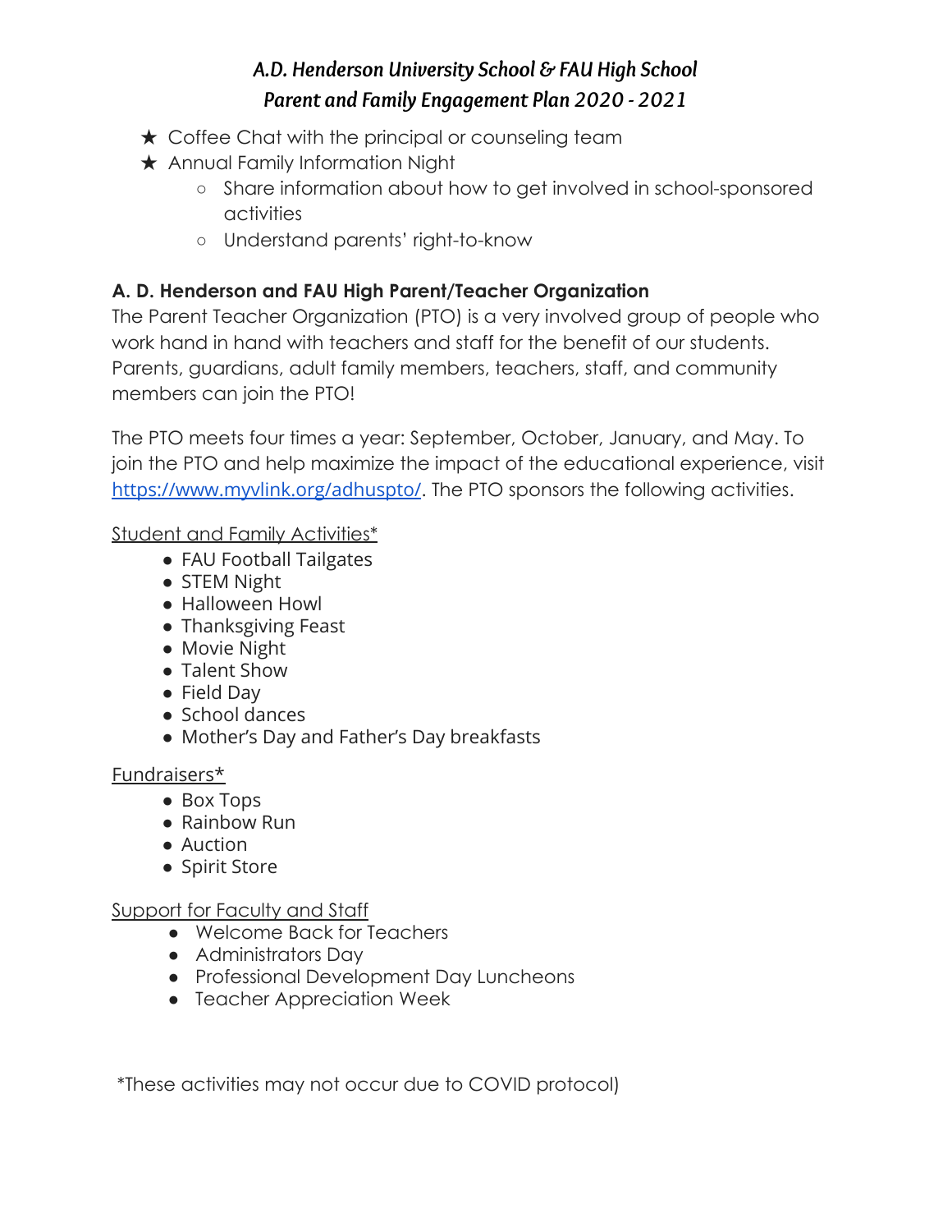- ★ Coffee Chat with the principal or counseling team
- ★ Annual Family Information Night
  - Share information about how to get involved in school-sponsored activities
  - Understand parents' right-to-know

### A. D. Henderson and FAU High Parent/Teacher Organization

The Parent Teacher Organization (PTO) is a very involved group of people who work hand in hand with teachers and staff for the benefit of our students. Parents, guardians, adult family members, teachers, staff, and community members can join the PTO!

The PTO meets four times a year: September, October, January, and May. To join the PTO and help maximize the impact of the educational experience, visit https://www.myvlink.org/adhuspto/. The PTO sponsors the following activities.

Student and Family Activities*

- FAU Football Tailgates
- STEM Night
- Halloween Howl
- Thanksgiving Feast
- Movie Night
- Talent Show
- Field Day
- School dances
- Mother's Day and Father's Day breakfasts

Fundraisers*

- Box Tops
- Rainbow Run
- Auction
- Spirit Store

Support for Faculty and Staff

- Welcome Back for Teachers
- Administrators Day
- Professional Development Day Luncheons
- Teacher Appreciation Week

*These activities may not occur due to COVID protocol)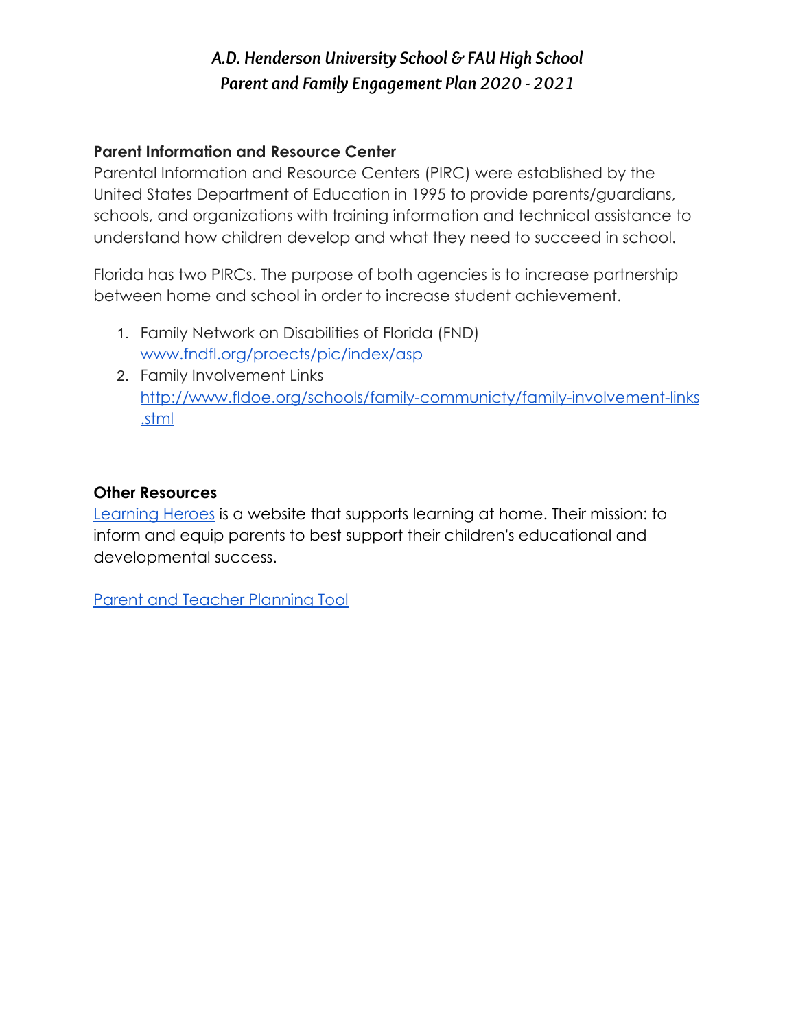*A.D. Henderson University School & FAU High School*
*Parent and Family Engagement Plan 2020 - 2021*

**Parent Information and Resource Center**

Parental Information and Resource Centers (PIRC) were established by the United States Department of Education in 1995 to provide parents/guardians, schools, and organizations with training information and technical assistance to understand how children develop and what they need to succeed in school.

Florida has two PIRCs. The purpose of both agencies is to increase partnership between home and school in order to increase student achievement.

1. Family Network on Disabilities of Florida (FND) www.fndfl.org/proects/pic/index/asp
2. Family Involvement Links http://www.fldoe.org/schools/family-communicty/family-involvement-links.stml

**Other Resources**

Learning Heroes is a website that supports learning at home. Their mission: to inform and equip parents to best support their children's educational and developmental success.

Parent and Teacher Planning Tool